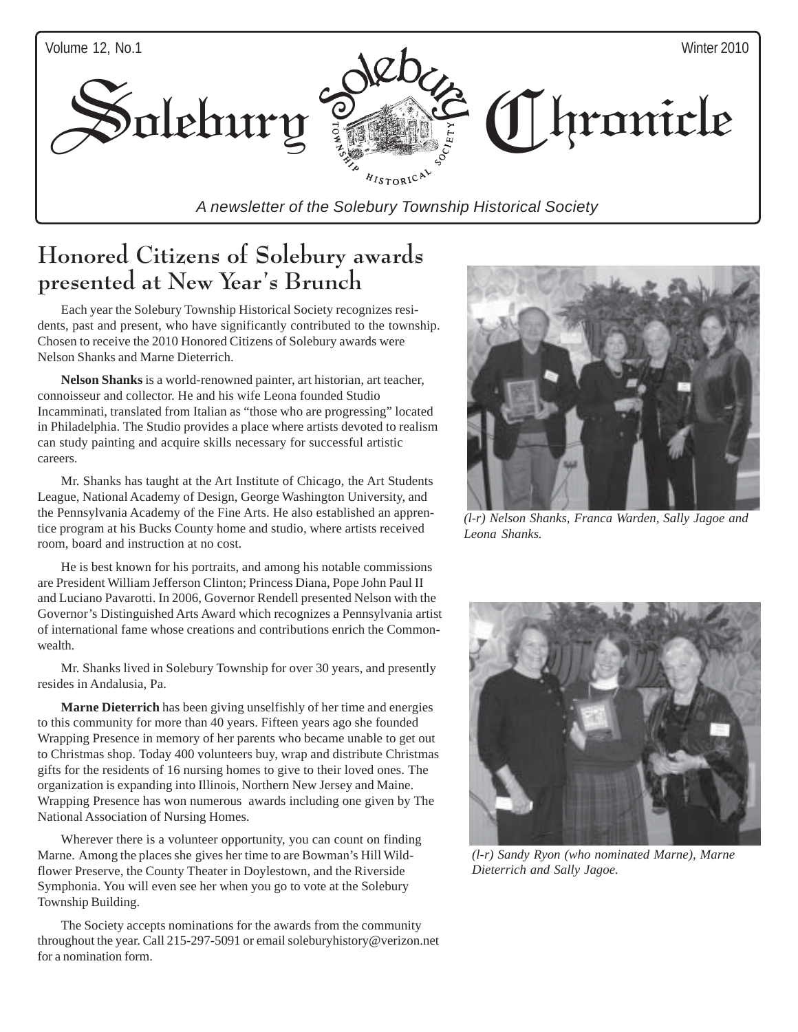# Solebury Chronicle

*A newsletter of the Solebury Township Historical Society*

## Honored Citizens of Solebury awards presented at New Year's Brunch

Each year the Solebury Township Historical Society recognizes residents, past and present, who have significantly contributed to the township. Chosen to receive the 2010 Honored Citizens of Solebury awards were Nelson Shanks and Marne Dieterrich.

**Nelson Shanks** is a world-renowned painter, art historian, art teacher, connoisseur and collector. He and his wife Leona founded Studio Incamminati, translated from Italian as "those who are progressing" located in Philadelphia. The Studio provides a place where artists devoted to realism can study painting and acquire skills necessary for successful artistic careers.

Mr. Shanks has taught at the Art Institute of Chicago, the Art Students League, National Academy of Design, George Washington University, and the Pennsylvania Academy of the Fine Arts. He also established an apprentice program at his Bucks County home and studio, where artists received room, board and instruction at no cost.

He is best known for his portraits, and among his notable commissions are President William Jefferson Clinton; Princess Diana, Pope John Paul II and Luciano Pavarotti. In 2006, Governor Rendell presented Nelson with the Governor's Distinguished Arts Award which recognizes a Pennsylvania artist of international fame whose creations and contributions enrich the Commonwealth.

Mr. Shanks lived in Solebury Township for over 30 years, and presently resides in Andalusia, Pa.

**Marne Dieterrich** has been giving unselfishly of her time and energies to this community for more than 40 years. Fifteen years ago she founded Wrapping Presence in memory of her parents who became unable to get out to Christmas shop. Today 400 volunteers buy, wrap and distribute Christmas gifts for the residents of 16 nursing homes to give to their loved ones. The organization is expanding into Illinois, Northern New Jersey and Maine. Wrapping Presence has won numerous awards including one given by The National Association of Nursing Homes.

Wherever there is a volunteer opportunity, you can count on finding Marne. Among the places she gives her time to are Bowman's Hill Wildflower Preserve, the County Theater in Doylestown, and the Riverside Symphonia. You will even see her when you go to vote at the Solebury Township Building.

The Society accepts nominations for the awards from the community throughout the year. Call 215-297-5091 or email soleburyhistory@verizon.net for a nomination form.

*(l-r) Nelson Shanks, Franca Warden, Sally Jagoe and Leona Shanks.*

*(l-r) Sandy Ryon (who nominated Marne), Marne Dieterrich and Sally Jagoe.*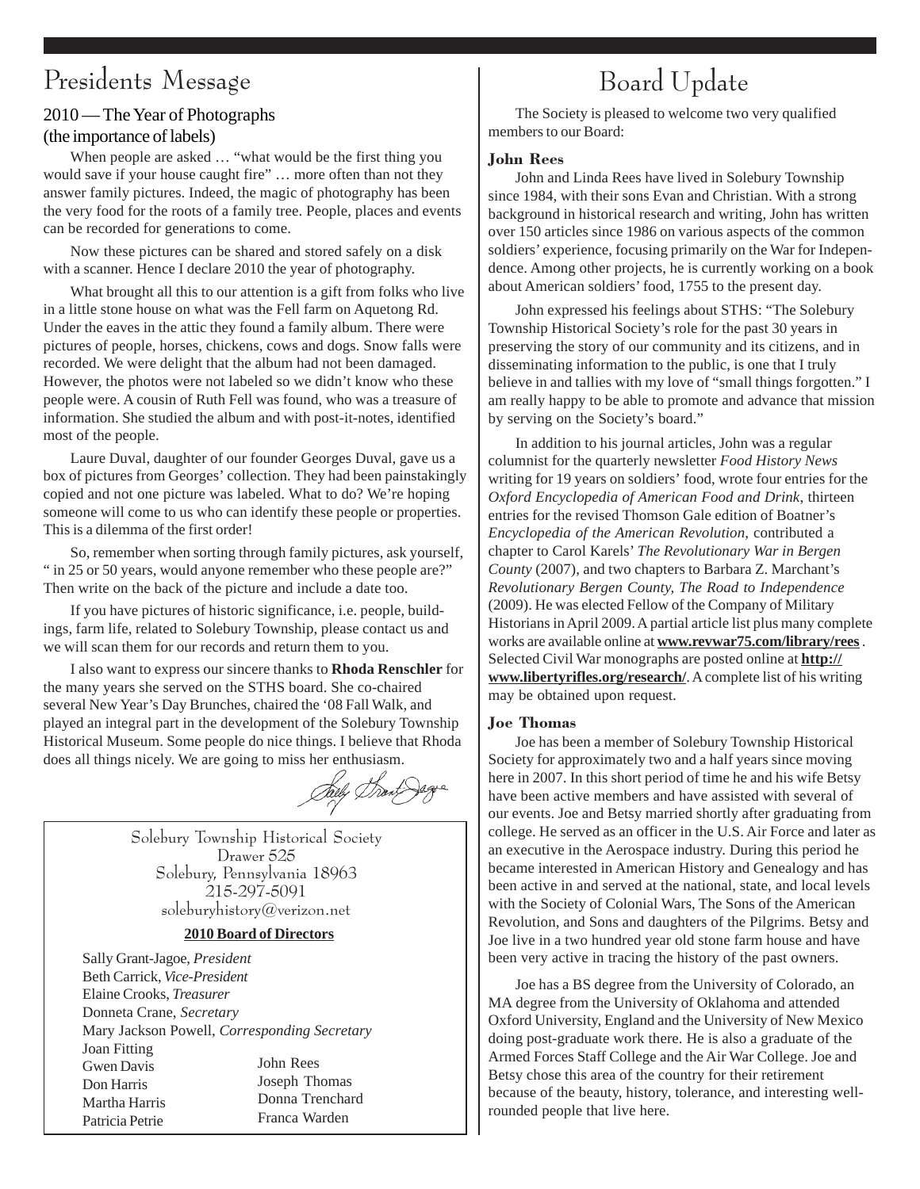# Presidents Message

## 2010 — The Year of Photographs (the importance of labels)

When people are asked … "what would be the first thing you would save if your house caught fire" … more often than not they answer family pictures. Indeed, the magic of photography has been the very food for the roots of a family tree. People, places and events can be recorded for generations to come.

Now these pictures can be shared and stored safely on a disk with a scanner. Hence I declare 2010 the year of photography.

What brought all this to our attention is a gift from folks who live in a little stone house on what was the Fell farm on Aquetong Rd. Under the eaves in the attic they found a family album. There were pictures of people, horses, chickens, cows and dogs. Snow falls were recorded. We were delight that the album had not been damaged. However, the photos were not labeled so we didn't know who these people were. A cousin of Ruth Fell was found, who was a treasure of information. She studied the album and with post-it-notes, identified most of the people.

Laure Duval, daughter of our founder Georges Duval, gave us a box of pictures from Georges' collection. They had been painstakingly copied and not one picture was labeled. What to do? We're hoping someone will come to us who can identify these people or properties. This is a dilemma of the first order!

So, remember when sorting through family pictures, ask yourself, " in 25 or 50 years, would anyone remember who these people are?" Then write on the back of the picture and include a date too.

If you have pictures of historic significance, i.e. people, buildings, farm life, related to Solebury Township, please contact us and we will scan them for our records and return them to you.

I also want to express our sincere thanks to **Rhoda Renschler** for the many years she served on the STHS board. She co-chaired several New Year's Day Brunches, chaired the '08 Fall Walk, and played an integral part in the development of the Solebury Township Historical Museum. Some people do nice things. I believe that Rhoda does all things nicely. We are going to miss her enthusiasm.

Sally Grant-Jagoe

---

Solebury Township Historical Society
Drawer 525
Solebury, Pennsylvania 18963
215-297-5091
soleburyhistory@verizon.net

**2010 Board of Directors**

Sally Grant-Jagoe, *President*
Beth Carrick, *Vice-President*
Elaine Crooks, *Treasurer*
Donneta Crane, *Secretary*
Mary Jackson Powell, *Corresponding Secretary*
Joan Fitting
Gwen Davis
Don Harris
Martha Harris
Patricia Petrie
John Rees
Joseph Thomas
Donna Trenchard
Franca Warden

---

# Board Update

The Society is pleased to welcome two very qualified members to our Board:

### John Rees

John and Linda Rees have lived in Solebury Township since 1984, with their sons Evan and Christian. With a strong background in historical research and writing, John has written over 150 articles since 1986 on various aspects of the common soldiers' experience, focusing primarily on the War for Independence. Among other projects, he is currently working on a book about American soldiers' food, 1755 to the present day.

John expressed his feelings about STHS: "The Solebury Township Historical Society's role for the past 30 years in preserving the story of our community and its citizens, and in disseminating information to the public, is one that I truly believe in and tallies with my love of "small things forgotten." I am really happy to be able to promote and advance that mission by serving on the Society's board."

In addition to his journal articles, John was a regular columnist for the quarterly newsletter *Food History News* writing for 19 years on soldiers' food, wrote four entries for the *Oxford Encyclopedia of American Food and Drink*, thirteen entries for the revised Thomson Gale edition of Boatner's *Encyclopedia of the American Revolution*, contributed a chapter to Carol Karels' *The Revolutionary War in Bergen County* (2007), and two chapters to Barbara Z. Marchant's *Revolutionary Bergen County, The Road to Independence* (2009). He was elected Fellow of the Company of Military Historians in April 2009. A partial article list plus many complete works are available online at **www.revwar75.com/library/rees** . Selected Civil War monographs are posted online at **http://www.libertyrifles.org/research/**. A complete list of his writing may be obtained upon request.

### Joe Thomas

Joe has been a member of Solebury Township Historical Society for approximately two and a half years since moving here in 2007. In this short period of time he and his wife Betsy have been active members and have assisted with several of our events. Joe and Betsy married shortly after graduating from college. He served as an officer in the U.S. Air Force and later as an executive in the Aerospace industry. During this period he became interested in American History and Genealogy and has been active in and served at the national, state, and local levels with the Society of Colonial Wars, The Sons of the American Revolution, and Sons and daughters of the Pilgrims. Betsy and Joe live in a two hundred year old stone farm house and have been very active in tracing the history of the past owners.

Joe has a BS degree from the University of Colorado, an MA degree from the University of Oklahoma and attended Oxford University, England and the University of New Mexico doing post-graduate work there. He is also a graduate of the Armed Forces Staff College and the Air War College. Joe and Betsy chose this area of the country for their retirement because of the beauty, history, tolerance, and interesting well-rounded people that live here.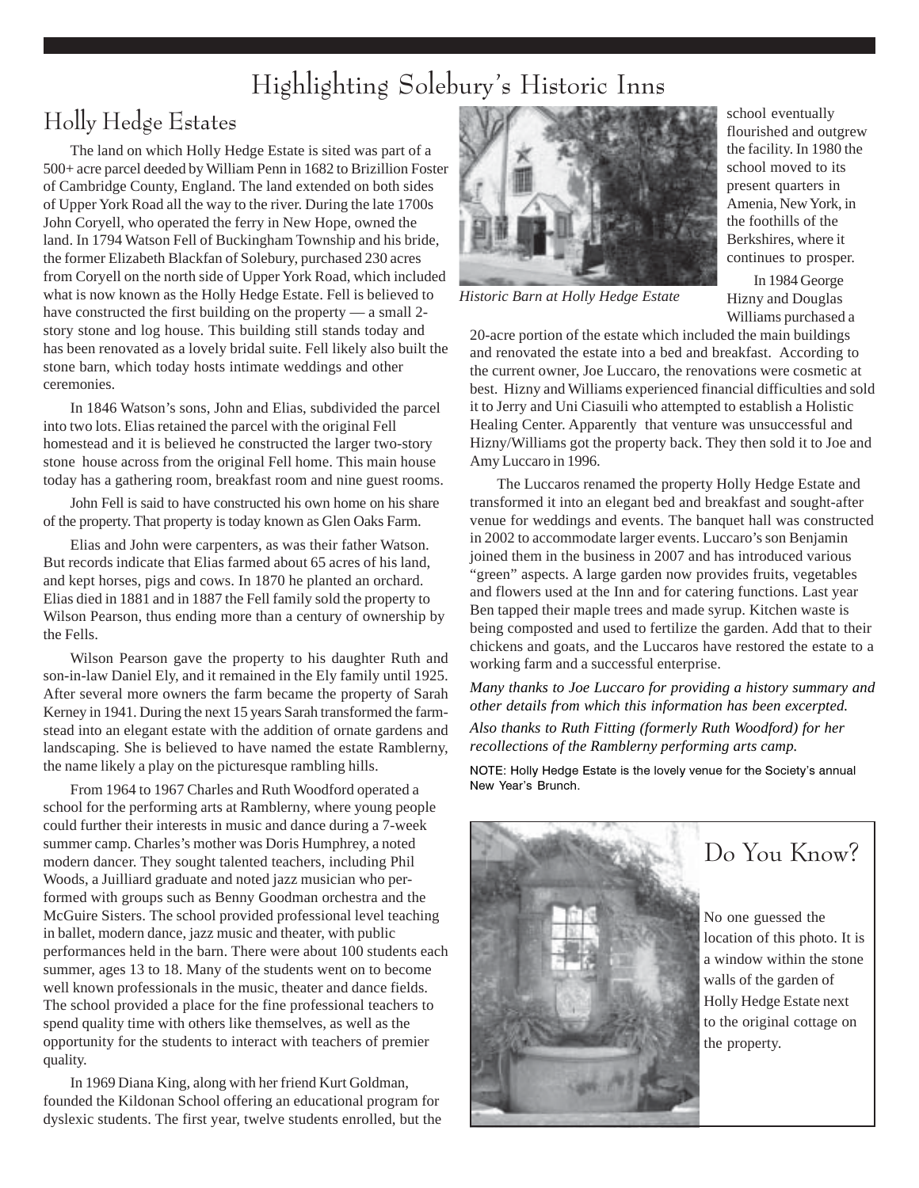# Highlighting Solebury's Historic Inns

## Holly Hedge Estates

The land on which Holly Hedge Estate is sited was part of a 500+ acre parcel deeded by William Penn in 1682 to Brizillion Foster of Cambridge County, England. The land extended on both sides of Upper York Road all the way to the river. During the late 1700s John Coryell, who operated the ferry in New Hope, owned the land. In 1794 Watson Fell of Buckingham Township and his bride, the former Elizabeth Blackfan of Solebury, purchased 230 acres from Coryell on the north side of Upper York Road, which included what is now known as the Holly Hedge Estate. Fell is believed to have constructed the first building on the property — a small 2-story stone and log house. This building still stands today and has been renovated as a lovely bridal suite. Fell likely also built the stone barn, which today hosts intimate weddings and other ceremonies.

In 1846 Watson's sons, John and Elias, subdivided the parcel into two lots. Elias retained the parcel with the original Fell homestead and it is believed he constructed the larger two-story stone house across from the original Fell home. This main house today has a gathering room, breakfast room and nine guest rooms.

John Fell is said to have constructed his own home on his share of the property. That property is today known as Glen Oaks Farm.

Elias and John were carpenters, as was their father Watson. But records indicate that Elias farmed about 65 acres of his land, and kept horses, pigs and cows. In 1870 he planted an orchard. Elias died in 1881 and in 1887 the Fell family sold the property to Wilson Pearson, thus ending more than a century of ownership by the Fells.

Wilson Pearson gave the property to his daughter Ruth and son-in-law Daniel Ely, and it remained in the Ely family until 1925. After several more owners the farm became the property of Sarah Kerney in 1941. During the next 15 years Sarah transformed the farmstead into an elegant estate with the addition of ornate gardens and landscaping. She is believed to have named the estate Ramblerny, the name likely a play on the picturesque rambling hills.

From 1964 to 1967 Charles and Ruth Woodford operated a school for the performing arts at Ramblerny, where young people could further their interests in music and dance during a 7-week summer camp. Charles's mother was Doris Humphrey, a noted modern dancer. They sought talented teachers, including Phil Woods, a Juilliard graduate and noted jazz musician who performed with groups such as Benny Goodman orchestra and the McGuire Sisters. The school provided professional level teaching in ballet, modern dance, jazz music and theater, with public performances held in the barn. There were about 100 students each summer, ages 13 to 18. Many of the students went on to become well known professionals in the music, theater and dance fields. The school provided a place for the fine professional teachers to spend quality time with others like themselves, as well as the opportunity for the students to interact with teachers of premier quality.

In 1969 Diana King, along with her friend Kurt Goldman, founded the Kildonan School offering an educational program for dyslexic students. The first year, twelve students enrolled, but the school eventually flourished and outgrew the facility. In 1980 the school moved to its present quarters in Amenia, New York, in the foothills of the Berkshires, where it continues to prosper.

*Historic Barn at Holly Hedge Estate*

In 1984 George Hizny and Douglas Williams purchased a 20-acre portion of the estate which included the main buildings and renovated the estate into a bed and breakfast. According to the current owner, Joe Luccaro, the renovations were cosmetic at best. Hizny and Williams experienced financial difficulties and sold it to Jerry and Uni Ciasuili who attempted to establish a Holistic Healing Center. Apparently that venture was unsuccessful and Hizny/Williams got the property back. They then sold it to Joe and Amy Luccaro in 1996.

The Luccaros renamed the property Holly Hedge Estate and transformed it into an elegant bed and breakfast and sought-after venue for weddings and events. The banquet hall was constructed in 2002 to accommodate larger events. Luccaro's son Benjamin joined them in the business in 2007 and has introduced various "green" aspects. A large garden now provides fruits, vegetables and flowers used at the Inn and for catering functions. Last year Ben tapped their maple trees and made syrup. Kitchen waste is being composted and used to fertilize the garden. Add that to their chickens and goats, and the Luccaros have restored the estate to a working farm and a successful enterprise.

*Many thanks to Joe Luccaro for providing a history summary and other details from which this information has been excerpted.*

*Also thanks to Ruth Fitting (formerly Ruth Woodford) for her recollections of the Ramblerny performing arts camp.*

NOTE: Holly Hedge Estate is the lovely venue for the Society's annual New Year's Brunch.

## Do You Know?

No one guessed the location of this photo. It is a window within the stone walls of the garden of Holly Hedge Estate next to the original cottage on the property.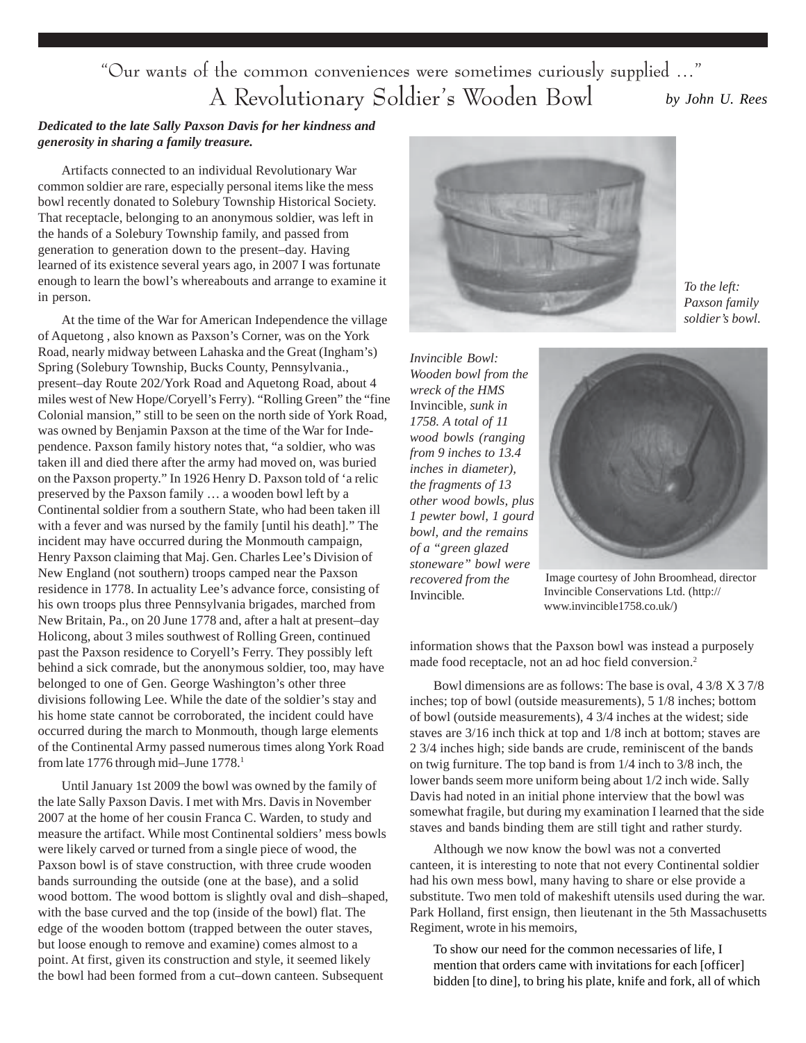"Our wants of the common conveniences were sometimes curiously supplied …"

# A Revolutionary Soldier's Wooden Bowl

*by John U. Rees*

***Dedicated to the late Sally Paxson Davis for her kindness and generosity in sharing a family treasure.***

Artifacts connected to an individual Revolutionary War common soldier are rare, especially personal items like the mess bowl recently donated to Solebury Township Historical Society. That receptacle, belonging to an anonymous soldier, was left in the hands of a Solebury Township family, and passed from generation to generation down to the present–day. Having learned of its existence several years ago, in 2007 I was fortunate enough to learn the bowl's whereabouts and arrange to examine it in person.

At the time of the War for American Independence the village of Aquetong , also known as Paxson's Corner, was on the York Road, nearly midway between Lahaska and the Great (Ingham's) Spring (Solebury Township, Bucks County, Pennsylvania., present–day Route 202/York Road and Aquetong Road, about 4 miles west of New Hope/Coryell's Ferry). "Rolling Green" the "fine Colonial mansion," still to be seen on the north side of York Road, was owned by Benjamin Paxson at the time of the War for Independence. Paxson family history notes that, "a soldier, who was taken ill and died there after the army had moved on, was buried on the Paxson property." In 1926 Henry D. Paxson told of 'a relic preserved by the Paxson family … a wooden bowl left by a Continental soldier from a southern State, who had been taken ill with a fever and was nursed by the family [until his death]." The incident may have occurred during the Monmouth campaign, Henry Paxson claiming that Maj. Gen. Charles Lee's Division of New England (not southern) troops camped near the Paxson residence in 1778. In actuality Lee's advance force, consisting of his own troops plus three Pennsylvania brigades, marched from New Britain, Pa., on 20 June 1778 and, after a halt at present–day Holicong, about 3 miles southwest of Rolling Green, continued past the Paxson residence to Coryell's Ferry. They possibly left behind a sick comrade, but the anonymous soldier, too, may have belonged to one of Gen. George Washington's other three divisions following Lee. While the date of the soldier's stay and his home state cannot be corroborated, the incident could have occurred during the march to Monmouth, though large elements of the Continental Army passed numerous times along York Road from late 1776 through mid–June 1778.[1]

Until January 1st 2009 the bowl was owned by the family of the late Sally Paxson Davis. I met with Mrs. Davis in November 2007 at the home of her cousin Franca C. Warden, to study and measure the artifact. While most Continental soldiers' mess bowls were likely carved or turned from a single piece of wood, the Paxson bowl is of stave construction, with three crude wooden bands surrounding the outside (one at the base), and a solid wood bottom. The wood bottom is slightly oval and dish–shaped, with the base curved and the top (inside of the bowl) flat. The edge of the wooden bottom (trapped between the outer staves, but loose enough to remove and examine) comes almost to a point. At first, given its construction and style, it seemed likely the bowl had been formed from a cut–down canteen. Subsequent information shows that the Paxson bowl was instead a purposely made food receptacle, not an ad hoc field conversion.[2]

*To the left: Paxson family soldier's bowl.*

*Invincible Bowl: Wooden bowl from the wreck of the HMS* Invincible, *sunk in 1758. A total of 11 wood bowls (ranging from 9 inches to 13.4 inches in diameter), the fragments of 13 other wood bowls, plus 1 pewter bowl, 1 gourd bowl, and the remains of a "green glazed stoneware" bowl were recovered from the* Invincible.

Image courtesy of John Broomhead, director Invincible Conservations Ltd. (http://www.invincible1758.co.uk/)

Bowl dimensions are as follows: The base is oval, 4 3/8 X 3 7/8 inches; top of bowl (outside measurements), 5 1/8 inches; bottom of bowl (outside measurements), 4 3/4 inches at the widest; side staves are 3/16 inch thick at top and 1/8 inch at bottom; staves are 2 3/4 inches high; side bands are crude, reminiscent of the bands on twig furniture. The top band is from 1/4 inch to 3/8 inch, the lower bands seem more uniform being about 1/2 inch wide. Sally Davis had noted in an initial phone interview that the bowl was somewhat fragile, but during my examination I learned that the side staves and bands binding them are still tight and rather sturdy.

Although we now know the bowl was not a converted canteen, it is interesting to note that not every Continental soldier had his own mess bowl, many having to share or else provide a substitute. Two men told of makeshift utensils used during the war. Park Holland, first ensign, then lieutenant in the 5th Massachusetts Regiment, wrote in his memoirs,

> To show our need for the common necessaries of life, I mention that orders came with invitations for each [officer] bidden [to dine], to bring his plate, knife and fork, all of which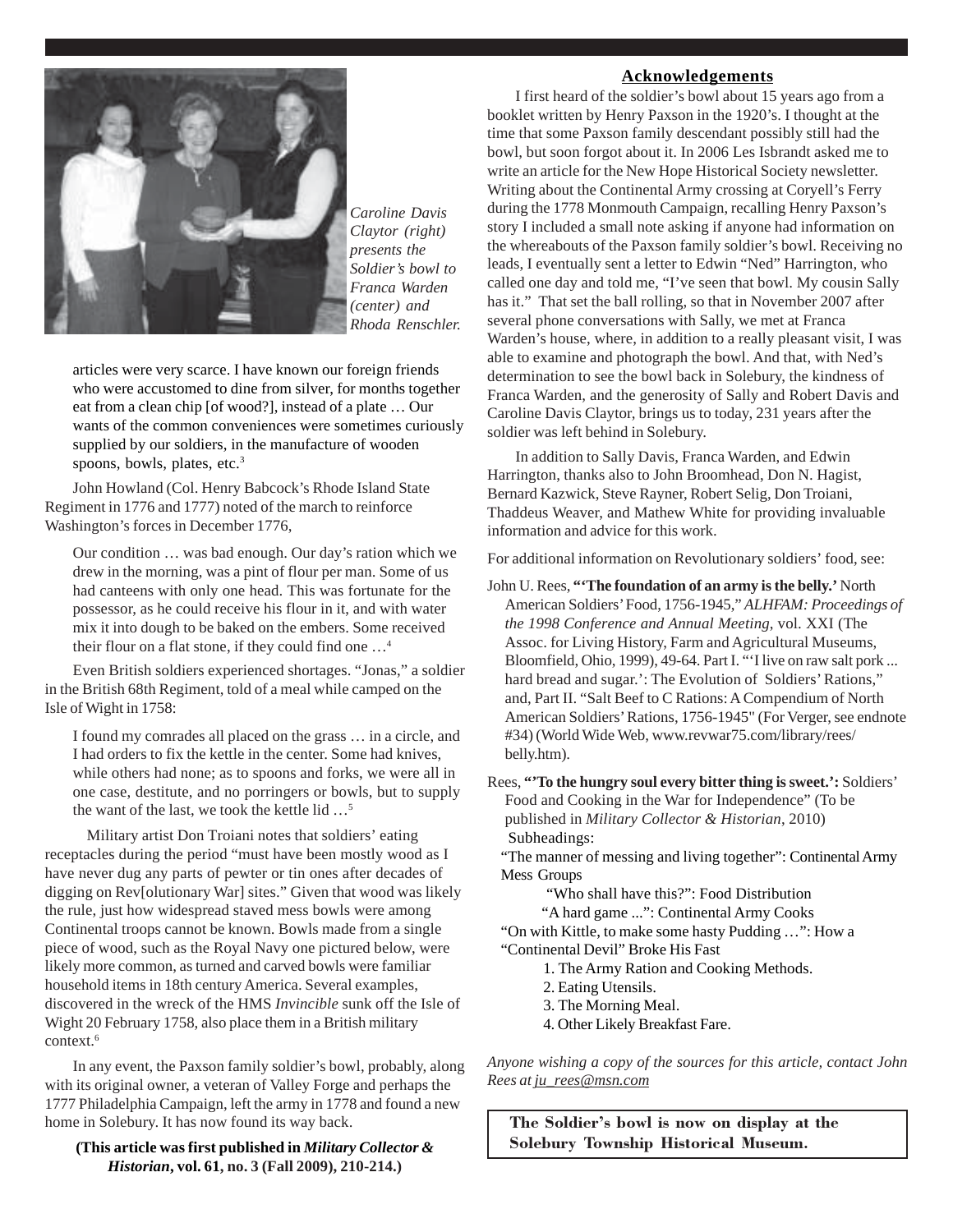*Caroline Davis Claytor (right) presents the Soldier's bowl to Franca Warden (center) and Rhoda Renschler.*

> articles were very scarce. I have known our foreign friends who were accustomed to dine from silver, for months together eat from a clean chip [of wood?], instead of a plate … Our wants of the common conveniences were sometimes curiously supplied by our soldiers, in the manufacture of wooden spoons, bowls, plates, etc.[3]

John Howland (Col. Henry Babcock's Rhode Island State Regiment in 1776 and 1777) noted of the march to reinforce Washington's forces in December 1776,

> Our condition … was bad enough. Our day's ration which we drew in the morning, was a pint of flour per man. Some of us had canteens with only one head. This was fortunate for the possessor, as he could receive his flour in it, and with water mix it into dough to be baked on the embers. Some received their flour on a flat stone, if they could find one …[4]

Even British soldiers experienced shortages. "Jonas," a soldier in the British 68th Regiment, told of a meal while camped on the Isle of Wight in 1758:

> I found my comrades all placed on the grass … in a circle, and I had orders to fix the kettle in the center. Some had knives, while others had none; as to spoons and forks, we were all in one case, destitute, and no porringers or bowls, but to supply the want of the last, we took the kettle lid …[5]

Military artist Don Troiani notes that soldiers' eating receptacles during the period "must have been mostly wood as I have never dug any parts of pewter or tin ones after decades of digging on Rev[olutionary War] sites." Given that wood was likely the rule, just how widespread staved mess bowls were among Continental troops cannot be known. Bowls made from a single piece of wood, such as the Royal Navy one pictured below, were likely more common, as turned and carved bowls were familiar household items in 18th century America. Several examples, discovered in the wreck of the HMS *Invincible* sunk off the Isle of Wight 20 February 1758, also place them in a British military context.[6]

In any event, the Paxson family soldier's bowl, probably, along with its original owner, a veteran of Valley Forge and perhaps the 1777 Philadelphia Campaign, left the army in 1778 and found a new home in Solebury. It has now found its way back.

**(This article was first published in *Military Collector & Historian*, vol. 61, no. 3 (Fall 2009), 210-214.)**

## Acknowledgements

I first heard of the soldier's bowl about 15 years ago from a booklet written by Henry Paxson in the 1920's. I thought at the time that some Paxson family descendant possibly still had the bowl, but soon forgot about it. In 2006 Les Isbrandt asked me to write an article for the New Hope Historical Society newsletter. Writing about the Continental Army crossing at Coryell's Ferry during the 1778 Monmouth Campaign, recalling Henry Paxson's story I included a small note asking if anyone had information on the whereabouts of the Paxson family soldier's bowl. Receiving no leads, I eventually sent a letter to Edwin "Ned" Harrington, who called one day and told me, "I've seen that bowl. My cousin Sally has it." That set the ball rolling, so that in November 2007 after several phone conversations with Sally, we met at Franca Warden's house, where, in addition to a really pleasant visit, I was able to examine and photograph the bowl. And that, with Ned's determination to see the bowl back in Solebury, the kindness of Franca Warden, and the generosity of Sally and Robert Davis and Caroline Davis Claytor, brings us to today, 231 years after the soldier was left behind in Solebury.

In addition to Sally Davis, Franca Warden, and Edwin Harrington, thanks also to John Broomhead, Don N. Hagist, Bernard Kazwick, Steve Rayner, Robert Selig, Don Troiani, Thaddeus Weaver, and Mathew White for providing invaluable information and advice for this work.

For additional information on Revolutionary soldiers' food, see:

John U. Rees, **"'The foundation of an army is the belly.'** North American Soldiers' Food, 1756-1945," *ALHFAM: Proceedings of the 1998 Conference and Annual Meeting*, vol. XXI (The Assoc. for Living History, Farm and Agricultural Museums, Bloomfield, Ohio, 1999), 49-64. Part I. "'I live on raw salt pork ... hard bread and sugar.': The Evolution of Soldiers' Rations," and, Part II. "Salt Beef to C Rations: A Compendium of North American Soldiers' Rations, 1756-1945" (For Verger, see endnote #34) (World Wide Web, www.revwar75.com/library/rees/belly.htm).

Rees, **"'To the hungry soul every bitter thing is sweet.':** Soldiers' Food and Cooking in the War for Independence" (To be published in *Military Collector & Historian*, 2010) Subheadings:

"The manner of messing and living together": Continental Army Mess Groups

"Who shall have this?": Food Distribution

"A hard game ...": Continental Army Cooks

"On with Kittle, to make some hasty Pudding …": How a "Continental Devil" Broke His Fast

1. The Army Ration and Cooking Methods.
2. Eating Utensils.
3. The Morning Meal.
4. Other Likely Breakfast Fare.

*Anyone wishing a copy of the sources for this article, contact John Rees at ju_rees@msn.com*

**The Soldier's bowl is now on display at the Solebury Township Historical Museum.**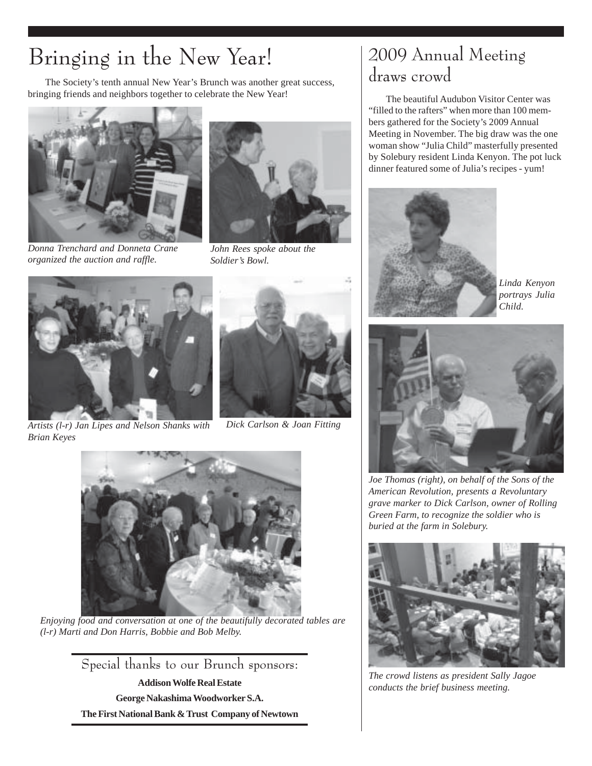# Bringing in the New Year!

The Society's tenth annual New Year's Brunch was another great success, bringing friends and neighbors together to celebrate the New Year!

*Donna Trenchard and Donneta Crane organized the auction and raffle.*

*John Rees spoke about the Soldier's Bowl.*

*Artists (l-r) Jan Lipes and Nelson Shanks with Brian Keyes*

*Dick Carlson & Joan Fitting*

*Enjoying food and conversation at one of the beautifully decorated tables are (l-r) Marti and Don Harris, Bobbie and Bob Melby.*

## Special thanks to our Brunch sponsors:

**Addison Wolfe Real Estate**

**George Nakashima Woodworker S.A.**

**The First National Bank & Trust Company of Newtown**

# 2009 Annual Meeting draws crowd

The beautiful Audubon Visitor Center was "filled to the rafters" when more than 100 members gathered for the Society's 2009 Annual Meeting in November. The big draw was the one woman show "Julia Child" masterfully presented by Solebury resident Linda Kenyon. The pot luck dinner featured some of Julia's recipes - yum!

*Linda Kenyon portrays Julia Child.*

*Joe Thomas (right), on behalf of the Sons of the American Revolution, presents a Revoluntary grave marker to Dick Carlson, owner of Rolling Green Farm, to recognize the soldier who is buried at the farm in Solebury.*

*The crowd listens as president Sally Jagoe conducts the brief business meeting.*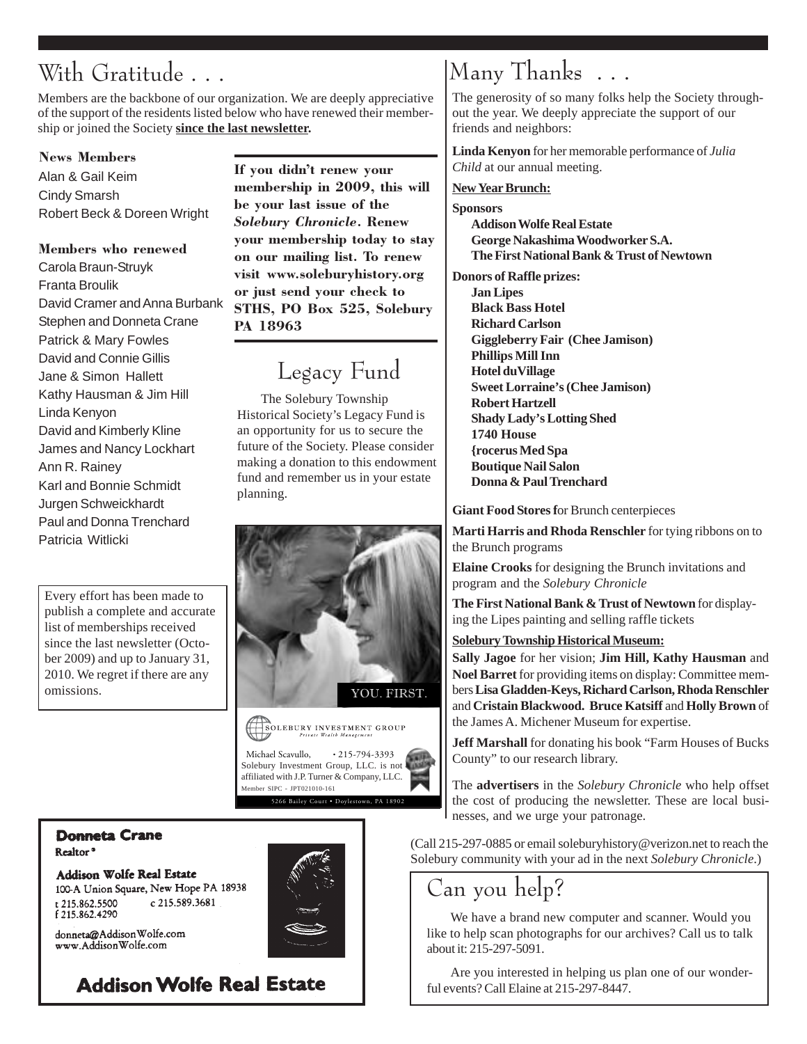# With Gratitude . . .

Members are the backbone of our organization. We are deeply appreciative of the support of the residents listed below who have renewed their membership or joined the Society **since the last newsletter.**

**News Members**

Alan & Gail Keim
Cindy Smarsh
Robert Beck & Doreen Wright

**Members who renewed**

Carola Braun-Struyk
Franta Broulik
David Cramer and Anna Burbank
Stephen and Donneta Crane
Patrick & Mary Fowles
David and Connie Gillis
Jane & Simon Hallett
Kathy Hausman & Jim Hill
Linda Kenyon
David and Kimberly Kline
James and Nancy Lockhart
Ann R. Rainey
Karl and Bonnie Schmidt
Jurgen Schweickhardt
Paul and Donna Trenchard
Patricia Witlicki

Every effort has been made to publish a complete and accurate list of memberships received since the last newsletter (October 2009) and up to January 31, 2010. We regret if there are any omissions.

**If you didn't renew your membership in 2009, this will be your last issue of the *Solebury Chronicle*. Renew your membership today to stay on our mailing list. To renew visit www.soleburyhistory.org or just send your check to STHS, PO Box 525, Solebury PA 18963**

## Legacy Fund

The Solebury Township Historical Society's Legacy Fund is an opportunity for us to secure the future of the Society. Please consider making a donation to this endowment fund and remember us in your estate planning.

YOU. FIRST.

SOLEBURY INVESTMENT GROUP
*Private Wealth Management*

Michael Scavullo, • 215-794-3393
Solebury Investment Group, LLC. is not affiliated with J.P. Turner & Company, LLC.
Member SIPC - JPT021010-161
5266 Bailey Court • Doylestown, PA 18902

**Donneta Crane**
Realtor®

**Addison Wolfe Real Estate**
100-A Union Square, New Hope PA 18938
t 215.862.5500 c 215.589.3681
f 215.862.4290

donneta@AddisonWolfe.com
www.AddisonWolfe.com

**Addison Wolfe Real Estate**

# Many Thanks . . .

The generosity of so many folks help the Society throughout the year. We deeply appreciate the support of our friends and neighbors:

**Linda Kenyon** for her memorable performance of *Julia Child* at our annual meeting.

**New Year Brunch:**

**Sponsors**

- **Addison Wolfe Real Estate**
- **George Nakashima Woodworker S.A.**
- **The First National Bank & Trust of Newtown**

**Donors of Raffle prizes:**

- **Jan Lipes**
- **Black Bass Hotel**
- **Richard Carlson**
- **Giggleberry Fair (Chee Jamison)**
- **Phillips Mill Inn**
- **Hotel duVillage**
- **Sweet Lorraine's (Chee Jamison)**
- **Robert Hartzell**
- **Shady Lady's Lotting Shed**
- **1740 House**
- **{rocerus Med Spa**
- **Boutique Nail Salon**
- **Donna & Paul Trenchard**

**Giant Food Stores f**or Brunch centerpieces

**Marti Harris and Rhoda Renschler** for tying ribbons on to the Brunch programs

**Elaine Crooks** for designing the Brunch invitations and program and the *Solebury Chronicle*

**The First National Bank & Trust of Newtown** for displaying the Lipes painting and selling raffle tickets

**Solebury Township Historical Museum:**

**Sally Jagoe** for her vision; **Jim Hill, Kathy Hausman** and **Noel Barret** for providing items on display: Committee members **Lisa Gladden-Keys, Richard Carlson, Rhoda Renschler** and **Cristain Blackwood. Bruce Katsiff** and **Holly Brown** of the James A. Michener Museum for expertise.

**Jeff Marshall** for donating his book "Farm Houses of Bucks County" to our research library.

The **advertisers** in the *Solebury Chronicle* who help offset the cost of producing the newsletter. These are local businesses, and we urge your patronage.

(Call 215-297-0885 or email soleburyhistory@verizon.net to reach the Solebury community with your ad in the next *Solebury Chronicle*.)

# Can you help?

We have a brand new computer and scanner. Would you like to help scan photographs for our archives? Call us to talk about it: 215-297-5091.

Are you interested in helping us plan one of our wonderful events? Call Elaine at 215-297-8447.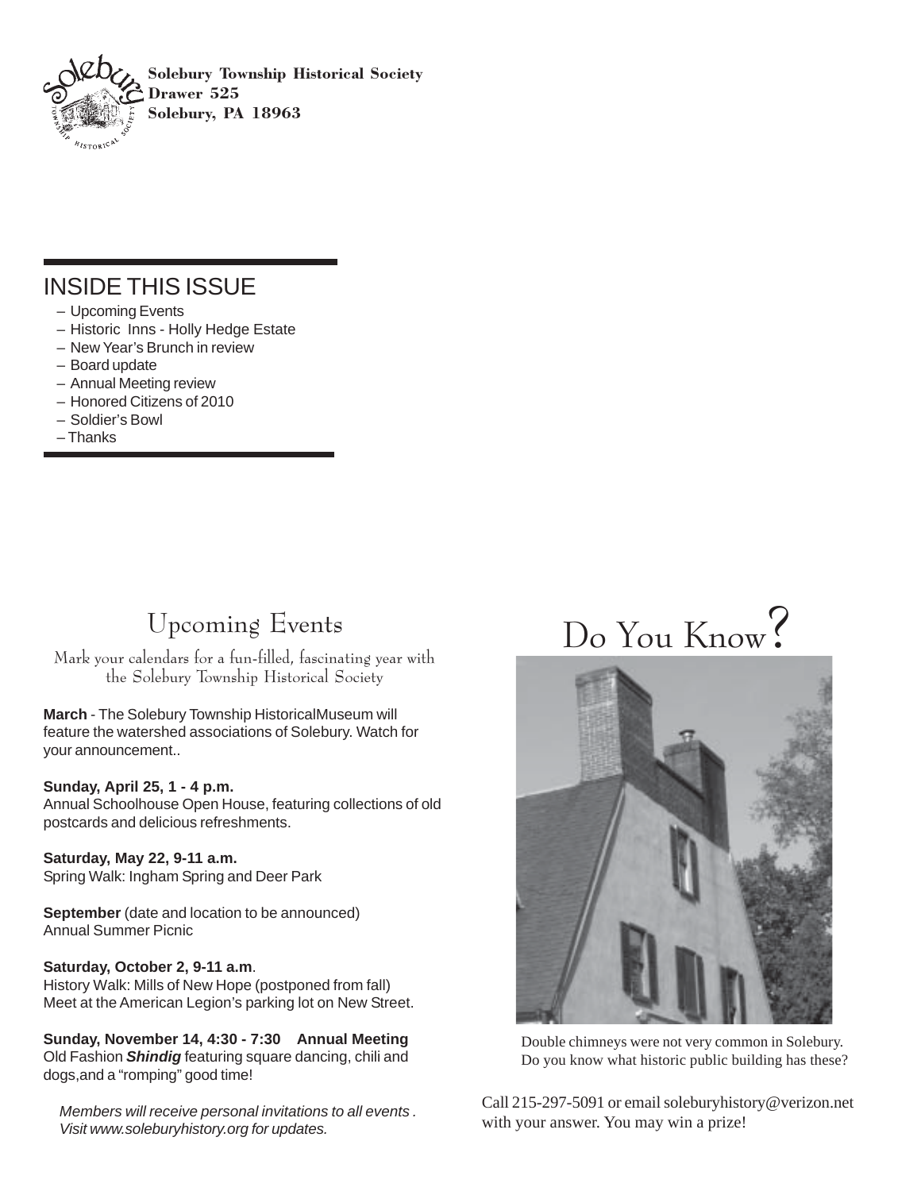Solebury Township Historical Society
Drawer 525
Solebury, PA 18963

## INSIDE THIS ISSUE

- Upcoming Events
- Historic Inns - Holly Hedge Estate
- New Year's Brunch in review
- Board update
- Annual Meeting review
- Honored Citizens of 2010
- Soldier's Bowl
- Thanks

## Upcoming Events

Mark your calendars for a fun-filled, fascinating year with the Solebury Township Historical Society

**March** - The Solebury Township HistoricalMuseum will feature the watershed associations of Solebury. Watch for your announcement..

**Sunday, April 25, 1 - 4 p.m.**
Annual Schoolhouse Open House, featuring collections of old postcards and delicious refreshments.

**Saturday, May 22, 9-11 a.m.**
Spring Walk: Ingham Spring and Deer Park

**September** (date and location to be announced)
Annual Summer Picnic

**Saturday, October 2, 9-11 a.m**.
History Walk: Mills of New Hope (postponed from fall)
Meet at the American Legion's parking lot on New Street.

**Sunday, November 14, 4:30 - 7:30 Annual Meeting**
Old Fashion ***Shindig*** featuring square dancing, chili and dogs,and a "romping" good time!

*Members will receive personal invitations to all events . Visit www.soleburyhistory.org for updates.*

## Do You Know?

Double chimneys were not very common in Solebury. Do you know what historic public building has these?

Call 215-297-5091 or email soleburyhistory@verizon.net with your answer. You may win a prize!